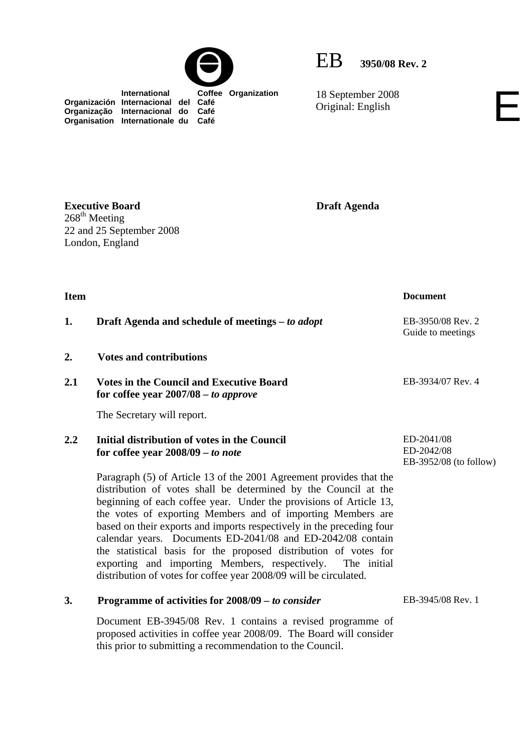International Coffee Organization
Organización Internacional del Café
Organização Internacional do Café
Organisation Internationale du Café

EB 3950/08 Rev. 2

18 September 2008
Original: English

E

**Executive Board**
268th Meeting
22 and 25 September 2008
London, England

**Draft Agenda**

| **Item** | | **Document** |
|---|---|---|
| **1.** | **Draft Agenda and schedule of meetings –** ***to adopt*** | EB-3950/08 Rev. 2<br>Guide to meetings |
| **2.** | **Votes and contributions** | |
| **2.1** | **Votes in the Council and Executive Board for coffee year 2007/08 –** ***to approve***<br><br>The Secretary will report. | EB-3934/07 Rev. 4 |
| **2.2** | **Initial distribution of votes in the Council for coffee year 2008/09 –** ***to note***<br><br>Paragraph (5) of Article 13 of the 2001 Agreement provides that the distribution of votes shall be determined by the Council at the beginning of each coffee year. Under the provisions of Article 13, the votes of exporting Members and of importing Members are based on their exports and imports respectively in the preceding four calendar years. Documents ED-2041/08 and ED-2042/08 contain the statistical basis for the proposed distribution of votes for exporting and importing Members, respectively. The initial distribution of votes for coffee year 2008/09 will be circulated. | ED-2041/08<br>ED-2042/08<br>EB-3952/08 (to follow) |
| **3.** | **Programme of activities for 2008/09 –** ***to consider***<br><br>Document EB-3945/08 Rev. 1 contains a revised programme of proposed activities in coffee year 2008/09. The Board will consider this prior to submitting a recommendation to the Council. | EB-3945/08 Rev. 1 |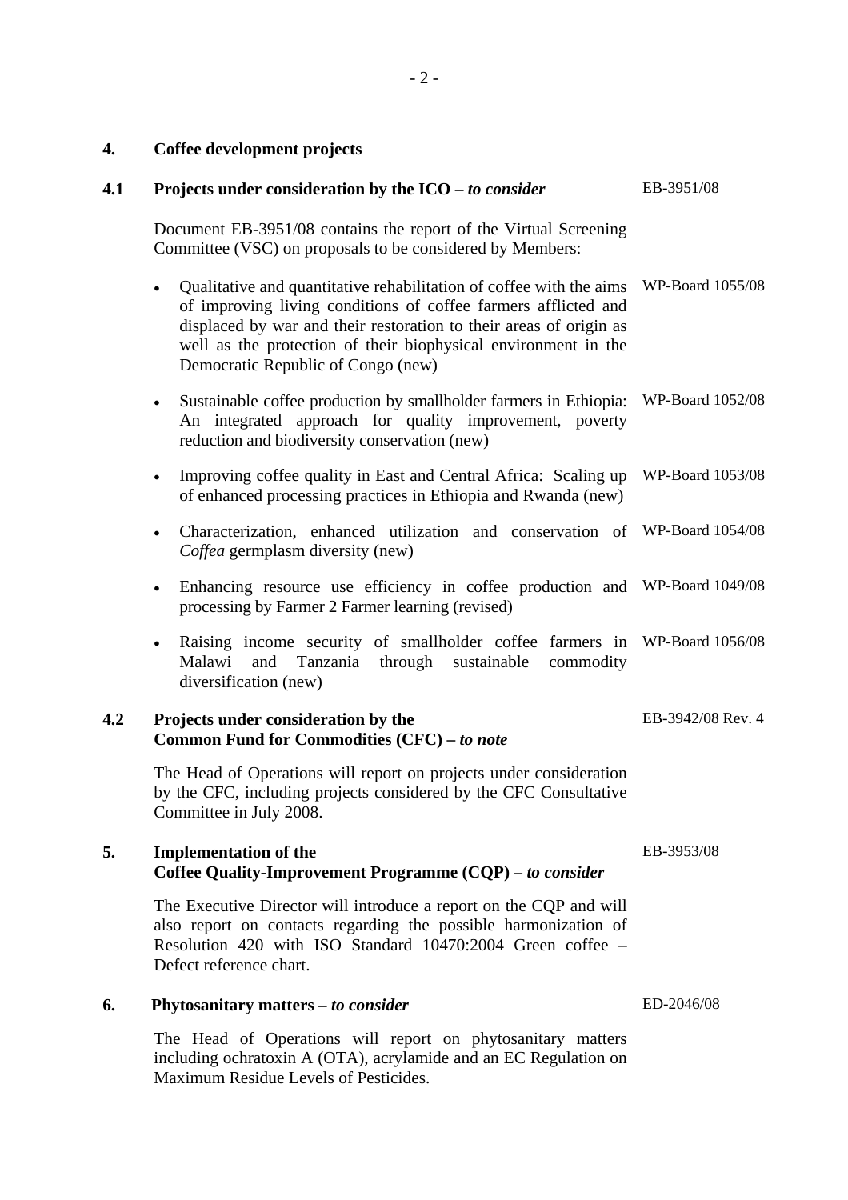## 4. Coffee development projects

### 4.1 Projects under consideration by the ICO – *to consider* — EB-3951/08

Document EB-3951/08 contains the report of the Virtual Screening Committee (VSC) on proposals to be considered by Members:

- Qualitative and quantitative rehabilitation of coffee with the aims of improving living conditions of coffee farmers afflicted and displaced by war and their restoration to their areas of origin as well as the protection of their biophysical environment in the Democratic Republic of Congo (new) — WP-Board 1055/08
- Sustainable coffee production by smallholder farmers in Ethiopia: An integrated approach for quality improvement, poverty reduction and biodiversity conservation (new) — WP-Board 1052/08
- Improving coffee quality in East and Central Africa: Scaling up of enhanced processing practices in Ethiopia and Rwanda (new) — WP-Board 1053/08
- Characterization, enhanced utilization and conservation of *Coffea* germplasm diversity (new) — WP-Board 1054/08
- Enhancing resource use efficiency in coffee production and processing by Farmer 2 Farmer learning (revised) — WP-Board 1049/08
- Raising income security of smallholder coffee farmers in Malawi and Tanzania through sustainable commodity diversification (new) — WP-Board 1056/08

### 4.2 Projects under consideration by the Common Fund for Commodities (CFC) – *to note* — EB-3942/08 Rev. 4

The Head of Operations will report on projects under consideration by the CFC, including projects considered by the CFC Consultative Committee in July 2008.

## 5. Implementation of the Coffee Quality-Improvement Programme (CQP) – *to consider* — EB-3953/08

The Executive Director will introduce a report on the CQP and will also report on contacts regarding the possible harmonization of Resolution 420 with ISO Standard 10470:2004 Green coffee – Defect reference chart.

## 6. Phytosanitary matters – *to consider* — ED-2046/08

The Head of Operations will report on phytosanitary matters including ochratoxin A (OTA), acrylamide and an EC Regulation on Maximum Residue Levels of Pesticides.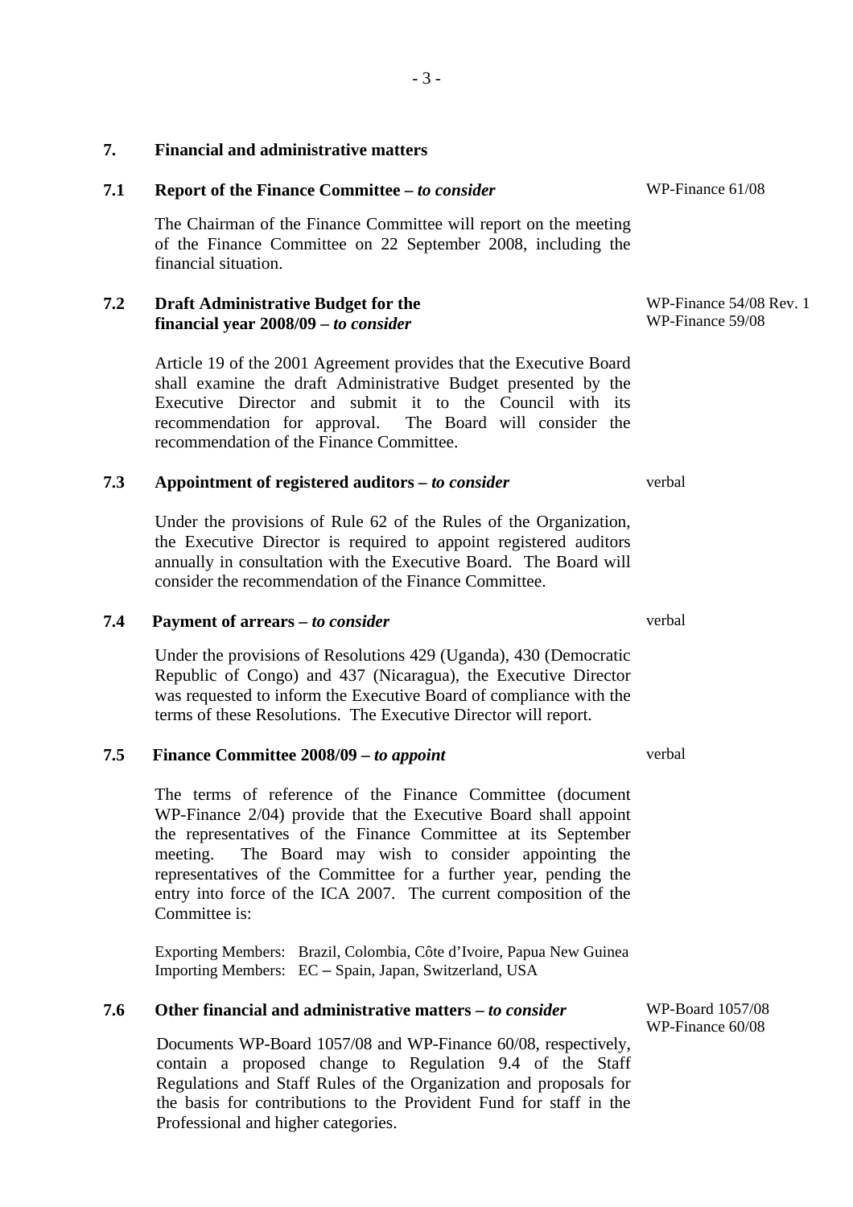## 7. Financial and administrative matters

### 7.1 Report of the Finance Committee – *to consider*

WP-Finance 61/08

The Chairman of the Finance Committee will report on the meeting of the Finance Committee on 22 September 2008, including the financial situation.

### 7.2 Draft Administrative Budget for the financial year 2008/09 – *to consider*

WP-Finance 54/08 Rev. 1
WP-Finance 59/08

Article 19 of the 2001 Agreement provides that the Executive Board shall examine the draft Administrative Budget presented by the Executive Director and submit it to the Council with its recommendation for approval. The Board will consider the recommendation of the Finance Committee.

### 7.3 Appointment of registered auditors – *to consider*

verbal

Under the provisions of Rule 62 of the Rules of the Organization, the Executive Director is required to appoint registered auditors annually in consultation with the Executive Board. The Board will consider the recommendation of the Finance Committee.

### 7.4 Payment of arrears – *to consider*

verbal

Under the provisions of Resolutions 429 (Uganda), 430 (Democratic Republic of Congo) and 437 (Nicaragua), the Executive Director was requested to inform the Executive Board of compliance with the terms of these Resolutions. The Executive Director will report.

### 7.5 Finance Committee 2008/09 – *to appoint*

verbal

The terms of reference of the Finance Committee (document WP-Finance 2/04) provide that the Executive Board shall appoint the representatives of the Finance Committee at its September meeting. The Board may wish to consider appointing the representatives of the Committee for a further year, pending the entry into force of the ICA 2007. The current composition of the Committee is:

Exporting Members: Brazil, Colombia, Côte d'Ivoire, Papua New Guinea
Importing Members: EC – Spain, Japan, Switzerland, USA

### 7.6 Other financial and administrative matters – *to consider*

WP-Board 1057/08
WP-Finance 60/08

Documents WP-Board 1057/08 and WP-Finance 60/08, respectively, contain a proposed change to Regulation 9.4 of the Staff Regulations and Staff Rules of the Organization and proposals for the basis for contributions to the Provident Fund for staff in the Professional and higher categories.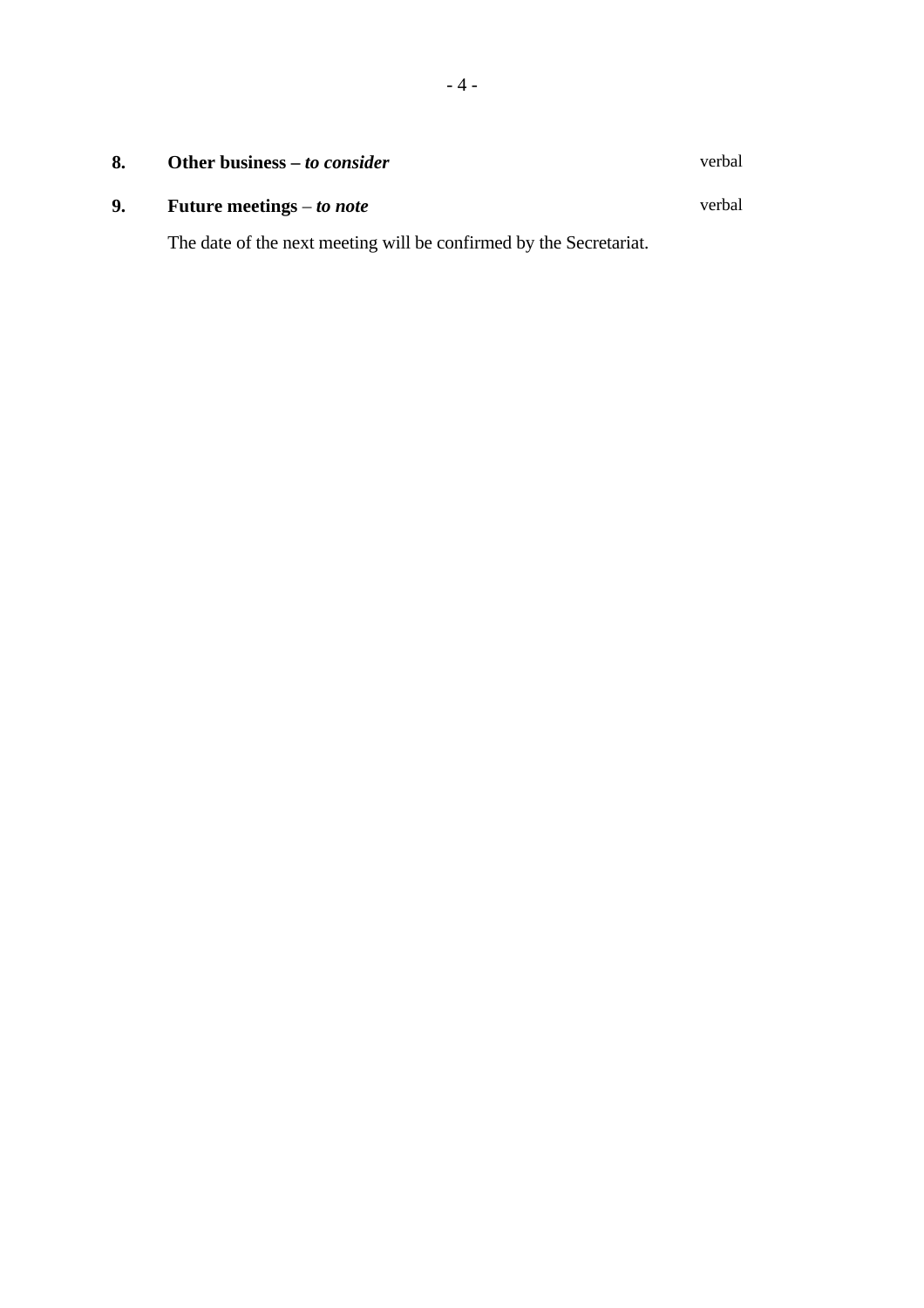**8.** **Other business – *to consider*** verbal

**9.** **Future meetings** – ***to note*** verbal

The date of the next meeting will be confirmed by the Secretariat.